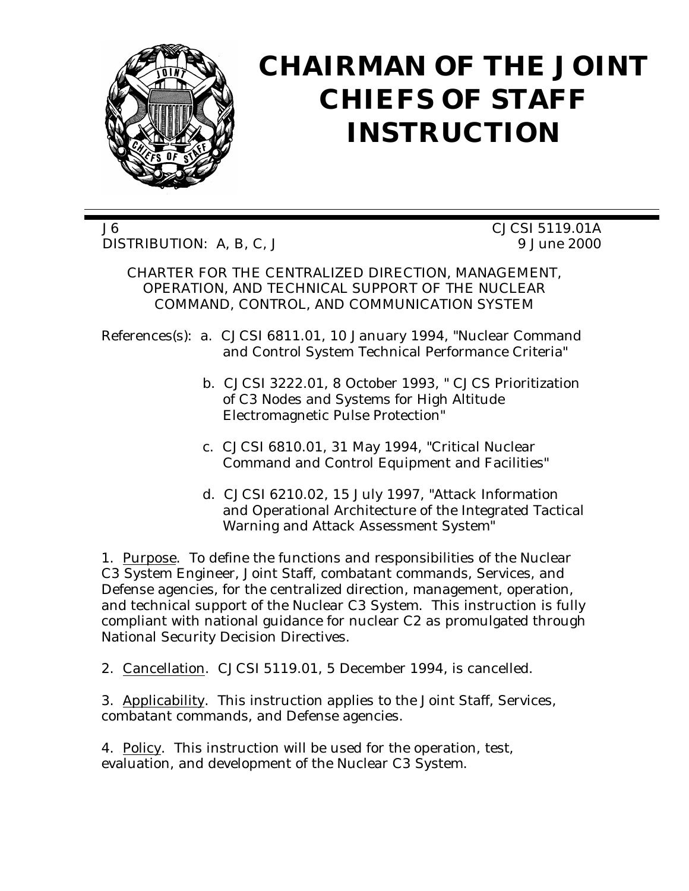# CHAIRMAN OF THE JOINT CHIEFS OF STAFF INSTRUCTION

J6 CJCSI 5119.01A
DISTRIBUTION: A, B, C, J 9 June 2000

CHARTER FOR THE CENTRALIZED DIRECTION, MANAGEMENT, OPERATION, AND TECHNICAL SUPPORT OF THE NUCLEAR COMMAND, CONTROL, AND COMMUNICATION SYSTEM

References(s): a. CJCSI 6811.01, 10 January 1994, "Nuclear Command and Control System Technical Performance Criteria"

b. CJCSI 3222.01, 8 October 1993, " CJCS Prioritization of C3 Nodes and Systems for High Altitude Electromagnetic Pulse Protection"

c. CJCSI 6810.01, 31 May 1994, "Critical Nuclear Command and Control Equipment and Facilities"

d. CJCSI 6210.02, 15 July 1997, "Attack Information and Operational Architecture of the Integrated Tactical Warning and Attack Assessment System"

1. Purpose. To define the functions and responsibilities of the Nuclear C3 System Engineer, Joint Staff, combatant commands, Services, and Defense agencies, for the centralized direction, management, operation, and technical support of the Nuclear C3 System. This instruction is fully compliant with national guidance for nuclear C2 as promulgated through National Security Decision Directives.

2. Cancellation. CJCSI 5119.01, 5 December 1994, is cancelled.

3. Applicability. This instruction applies to the Joint Staff, Services, combatant commands, and Defense agencies.

4. Policy. This instruction will be used for the operation, test, evaluation, and development of the Nuclear C3 System.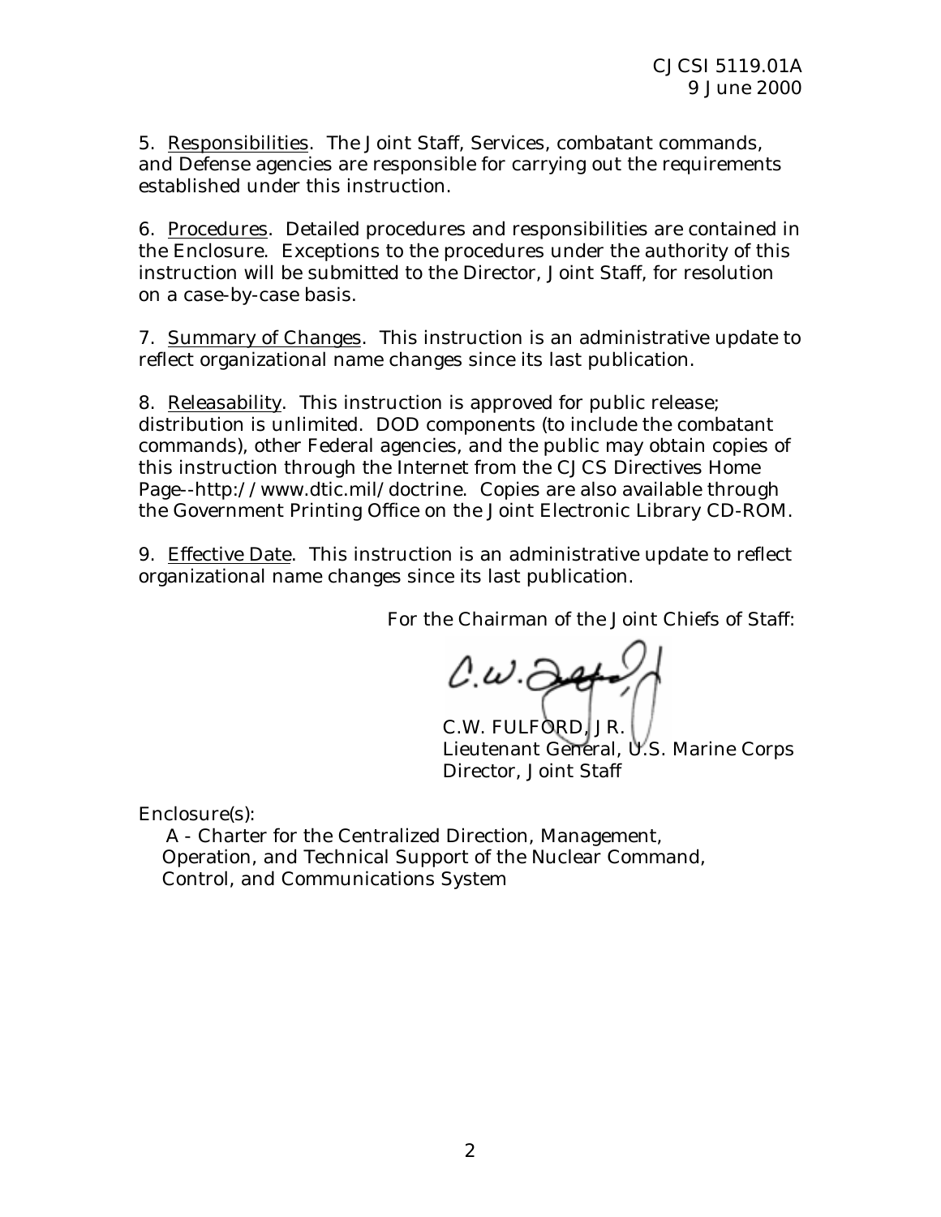5. Responsibilities. The Joint Staff, Services, combatant commands, and Defense agencies are responsible for carrying out the requirements established under this instruction.

6. Procedures. Detailed procedures and responsibilities are contained in the Enclosure. Exceptions to the procedures under the authority of this instruction will be submitted to the Director, Joint Staff, for resolution on a case-by-case basis.

7. Summary of Changes. This instruction is an administrative update to reflect organizational name changes since its last publication.

8. Releasability. This instruction is approved for public release; distribution is unlimited. DOD components (to include the combatant commands), other Federal agencies, and the public may obtain copies of this instruction through the Internet from the CJCS Directives Home Page--http://www.dtic.mil/doctrine. Copies are also available through the Government Printing Office on the Joint Electronic Library CD-ROM.

9. Effective Date. This instruction is an administrative update to reflect organizational name changes since its last publication.

For the Chairman of the Joint Chiefs of Staff:

C.W. FULFORD, JR.
Lieutenant General, U.S. Marine Corps
Director, Joint Staff

Enclosure(s):

A - Charter for the Centralized Direction, Management, Operation, and Technical Support of the Nuclear Command, Control, and Communications System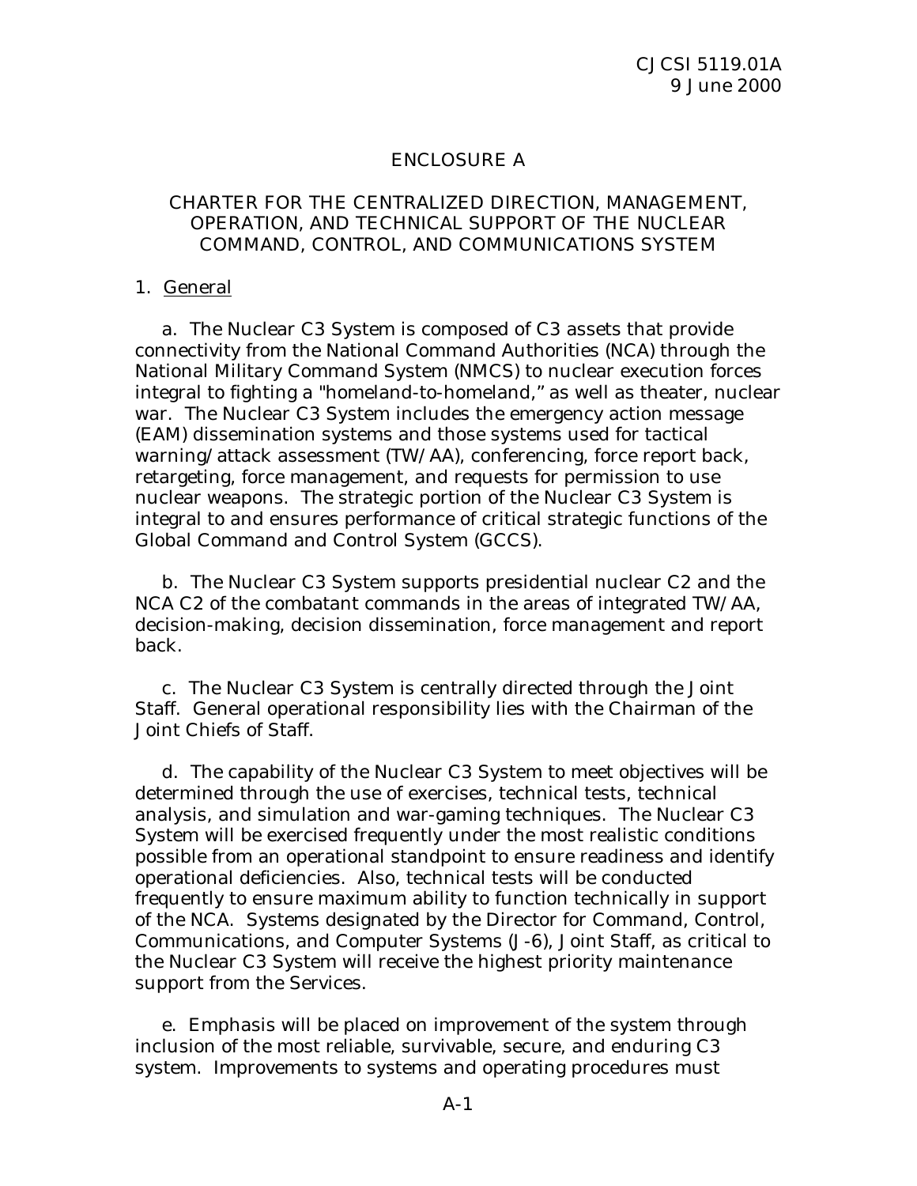ENCLOSURE A

CHARTER FOR THE CENTRALIZED DIRECTION, MANAGEMENT, OPERATION, AND TECHNICAL SUPPORT OF THE NUCLEAR COMMAND, CONTROL, AND COMMUNICATIONS SYSTEM

1. General

a. The Nuclear C3 System is composed of C3 assets that provide connectivity from the National Command Authorities (NCA) through the National Military Command System (NMCS) to nuclear execution forces integral to fighting a "homeland-to-homeland," as well as theater, nuclear war. The Nuclear C3 System includes the emergency action message (EAM) dissemination systems and those systems used for tactical warning/attack assessment (TW/AA), conferencing, force report back, retargeting, force management, and requests for permission to use nuclear weapons. The strategic portion of the Nuclear C3 System is integral to and ensures performance of critical strategic functions of the Global Command and Control System (GCCS).

b. The Nuclear C3 System supports presidential nuclear C2 and the NCA C2 of the combatant commands in the areas of integrated TW/AA, decision-making, decision dissemination, force management and report back.

c. The Nuclear C3 System is centrally directed through the Joint Staff. General operational responsibility lies with the Chairman of the Joint Chiefs of Staff.

d. The capability of the Nuclear C3 System to meet objectives will be determined through the use of exercises, technical tests, technical analysis, and simulation and war-gaming techniques. The Nuclear C3 System will be exercised frequently under the most realistic conditions possible from an operational standpoint to ensure readiness and identify operational deficiencies. Also, technical tests will be conducted frequently to ensure maximum ability to function technically in support of the NCA. Systems designated by the Director for Command, Control, Communications, and Computer Systems (J-6), Joint Staff, as critical to the Nuclear C3 System will receive the highest priority maintenance support from the Services.

e. Emphasis will be placed on improvement of the system through inclusion of the most reliable, survivable, secure, and enduring C3 system. Improvements to systems and operating procedures must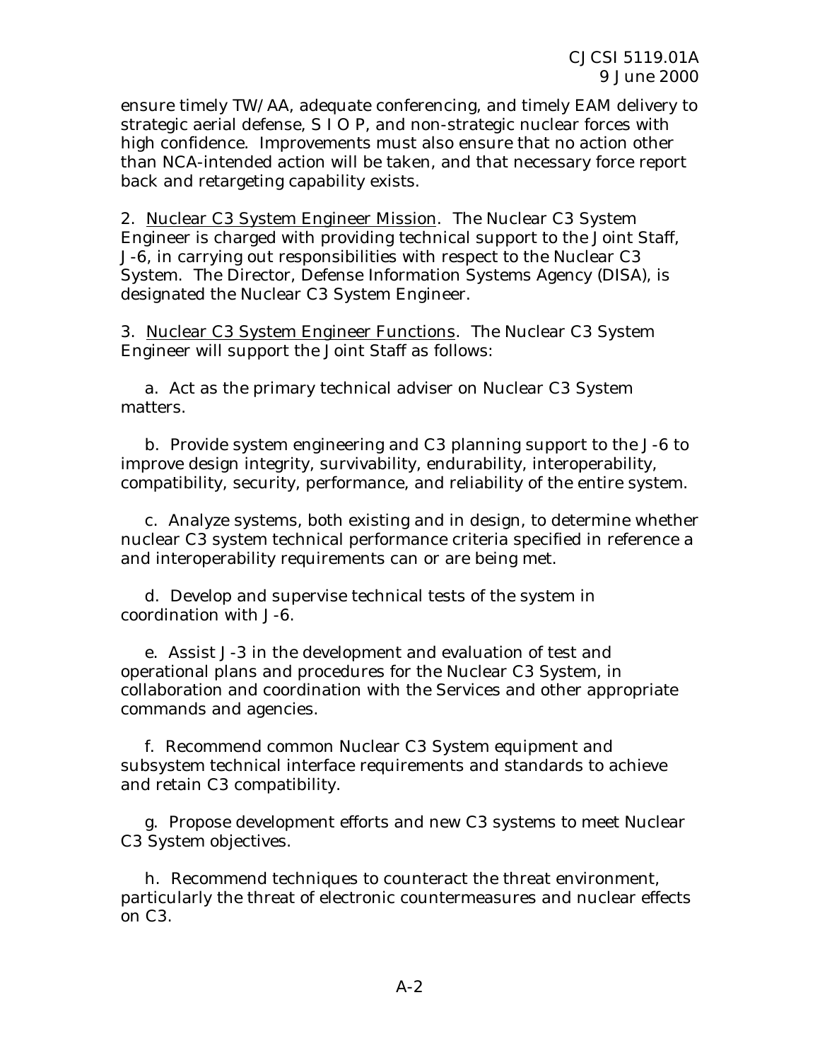ensure timely TW/AA, adequate conferencing, and timely EAM delivery to strategic aerial defense, S I O P, and non-strategic nuclear forces with high confidence. Improvements must also ensure that no action other than NCA-intended action will be taken, and that necessary force report back and retargeting capability exists.

2. Nuclear C3 System Engineer Mission. The Nuclear C3 System Engineer is charged with providing technical support to the Joint Staff, J-6, in carrying out responsibilities with respect to the Nuclear C3 System. The Director, Defense Information Systems Agency (DISA), is designated the Nuclear C3 System Engineer.

3. Nuclear C3 System Engineer Functions. The Nuclear C3 System Engineer will support the Joint Staff as follows:

a. Act as the primary technical adviser on Nuclear C3 System matters.

b. Provide system engineering and C3 planning support to the J-6 to improve design integrity, survivability, endurability, interoperability, compatibility, security, performance, and reliability of the entire system.

c. Analyze systems, both existing and in design, to determine whether nuclear C3 system technical performance criteria specified in reference a and interoperability requirements can or are being met.

d. Develop and supervise technical tests of the system in coordination with J-6.

e. Assist J-3 in the development and evaluation of test and operational plans and procedures for the Nuclear C3 System, in collaboration and coordination with the Services and other appropriate commands and agencies.

f. Recommend common Nuclear C3 System equipment and subsystem technical interface requirements and standards to achieve and retain C3 compatibility.

g. Propose development efforts and new C3 systems to meet Nuclear C3 System objectives.

h. Recommend techniques to counteract the threat environment, particularly the threat of electronic countermeasures and nuclear effects on C3.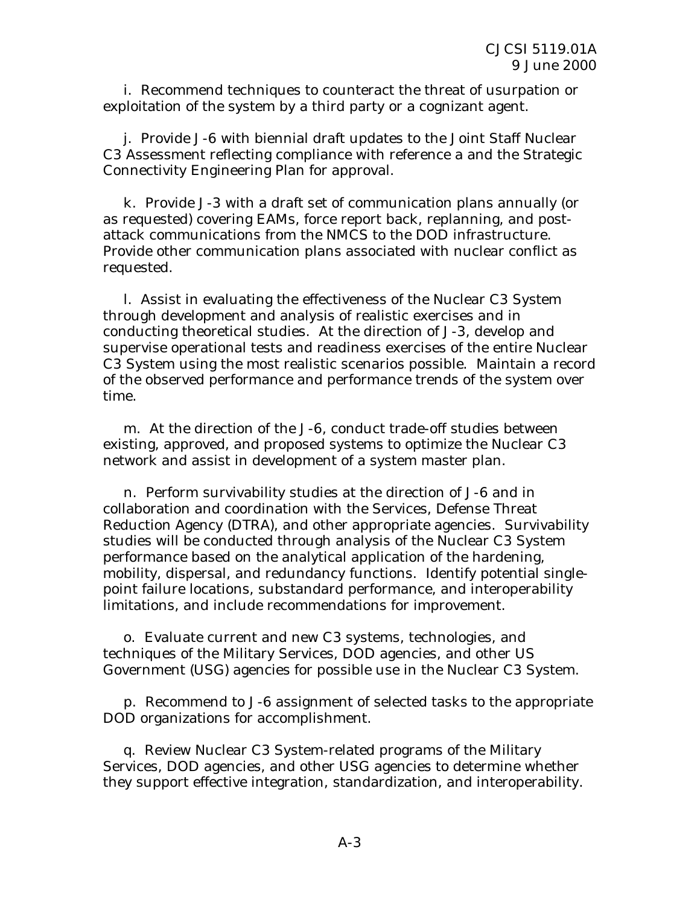i. Recommend techniques to counteract the threat of usurpation or exploitation of the system by a third party or a cognizant agent.

j. Provide J-6 with biennial draft updates to the Joint Staff Nuclear C3 Assessment reflecting compliance with reference a and the Strategic Connectivity Engineering Plan for approval.

k. Provide J-3 with a draft set of communication plans annually (or as requested) covering EAMs, force report back, replanning, and post-attack communications from the NMCS to the DOD infrastructure. Provide other communication plans associated with nuclear conflict as requested.

l. Assist in evaluating the effectiveness of the Nuclear C3 System through development and analysis of realistic exercises and in conducting theoretical studies. At the direction of J-3, develop and supervise operational tests and readiness exercises of the entire Nuclear C3 System using the most realistic scenarios possible. Maintain a record of the observed performance and performance trends of the system over time.

m. At the direction of the J-6, conduct trade-off studies between existing, approved, and proposed systems to optimize the Nuclear C3 network and assist in development of a system master plan.

n. Perform survivability studies at the direction of J-6 and in collaboration and coordination with the Services, Defense Threat Reduction Agency (DTRA), and other appropriate agencies. Survivability studies will be conducted through analysis of the Nuclear C3 System performance based on the analytical application of the hardening, mobility, dispersal, and redundancy functions. Identify potential single-point failure locations, substandard performance, and interoperability limitations, and include recommendations for improvement.

o. Evaluate current and new C3 systems, technologies, and techniques of the Military Services, DOD agencies, and other US Government (USG) agencies for possible use in the Nuclear C3 System.

p. Recommend to J-6 assignment of selected tasks to the appropriate DOD organizations for accomplishment.

q. Review Nuclear C3 System-related programs of the Military Services, DOD agencies, and other USG agencies to determine whether they support effective integration, standardization, and interoperability.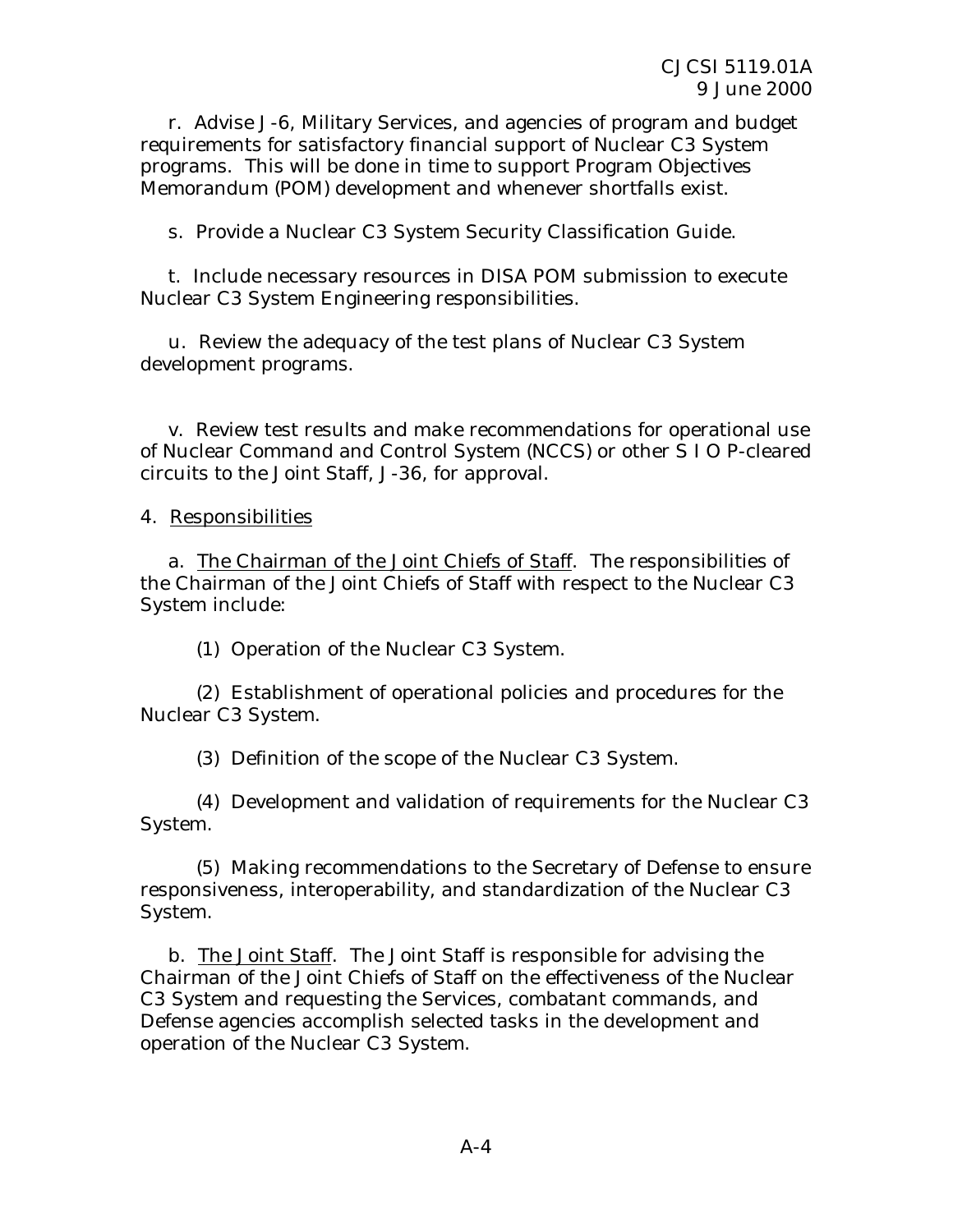r. Advise J-6, Military Services, and agencies of program and budget requirements for satisfactory financial support of Nuclear C3 System programs. This will be done in time to support Program Objectives Memorandum (POM) development and whenever shortfalls exist.

s. Provide a Nuclear C3 System Security Classification Guide.

t. Include necessary resources in DISA POM submission to execute Nuclear C3 System Engineering responsibilities.

u. Review the adequacy of the test plans of Nuclear C3 System development programs.

v. Review test results and make recommendations for operational use of Nuclear Command and Control System (NCCS) or other S I O P-cleared circuits to the Joint Staff, J-36, for approval.

4. Responsibilities

a. The Chairman of the Joint Chiefs of Staff. The responsibilities of the Chairman of the Joint Chiefs of Staff with respect to the Nuclear C3 System include:

(1) Operation of the Nuclear C3 System.

(2) Establishment of operational policies and procedures for the Nuclear C3 System.

(3) Definition of the scope of the Nuclear C3 System.

(4) Development and validation of requirements for the Nuclear C3 System.

(5) Making recommendations to the Secretary of Defense to ensure responsiveness, interoperability, and standardization of the Nuclear C3 System.

b. The Joint Staff. The Joint Staff is responsible for advising the Chairman of the Joint Chiefs of Staff on the effectiveness of the Nuclear C3 System and requesting the Services, combatant commands, and Defense agencies accomplish selected tasks in the development and operation of the Nuclear C3 System.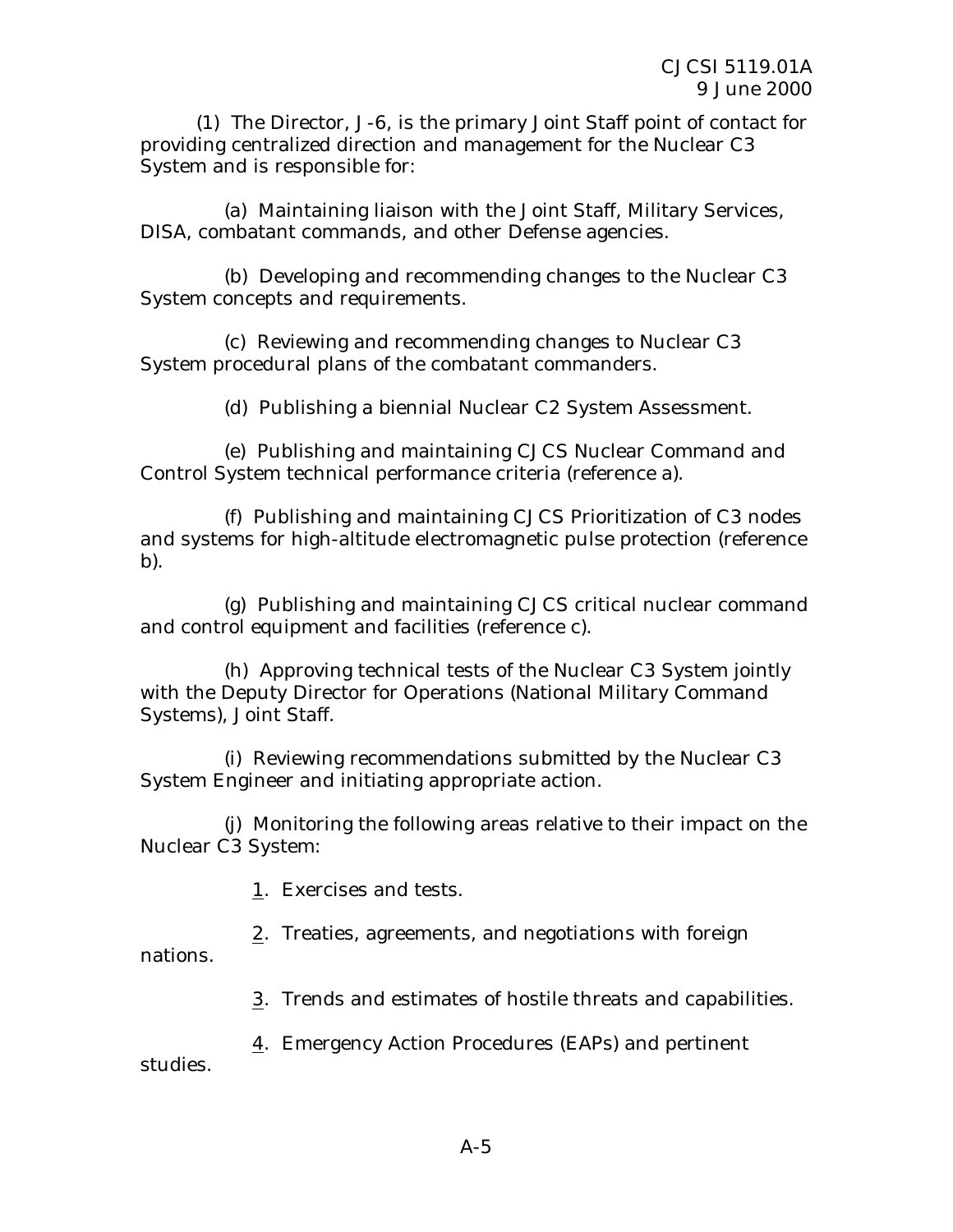(1) The Director, J-6, is the primary Joint Staff point of contact for providing centralized direction and management for the Nuclear C3 System and is responsible for:

(a) Maintaining liaison with the Joint Staff, Military Services, DISA, combatant commands, and other Defense agencies.

(b) Developing and recommending changes to the Nuclear C3 System concepts and requirements.

(c) Reviewing and recommending changes to Nuclear C3 System procedural plans of the combatant commanders.

(d) Publishing a biennial Nuclear C2 System Assessment.

(e) Publishing and maintaining CJCS Nuclear Command and Control System technical performance criteria (reference a).

(f) Publishing and maintaining CJCS Prioritization of C3 nodes and systems for high-altitude electromagnetic pulse protection (reference b).

(g) Publishing and maintaining CJCS critical nuclear command and control equipment and facilities (reference c).

(h) Approving technical tests of the Nuclear C3 System jointly with the Deputy Director for Operations (National Military Command Systems), Joint Staff.

(i) Reviewing recommendations submitted by the Nuclear C3 System Engineer and initiating appropriate action.

(j) Monitoring the following areas relative to their impact on the Nuclear C3 System:

1. Exercises and tests.

2. Treaties, agreements, and negotiations with foreign nations.

3. Trends and estimates of hostile threats and capabilities.

4. Emergency Action Procedures (EAPs) and pertinent studies.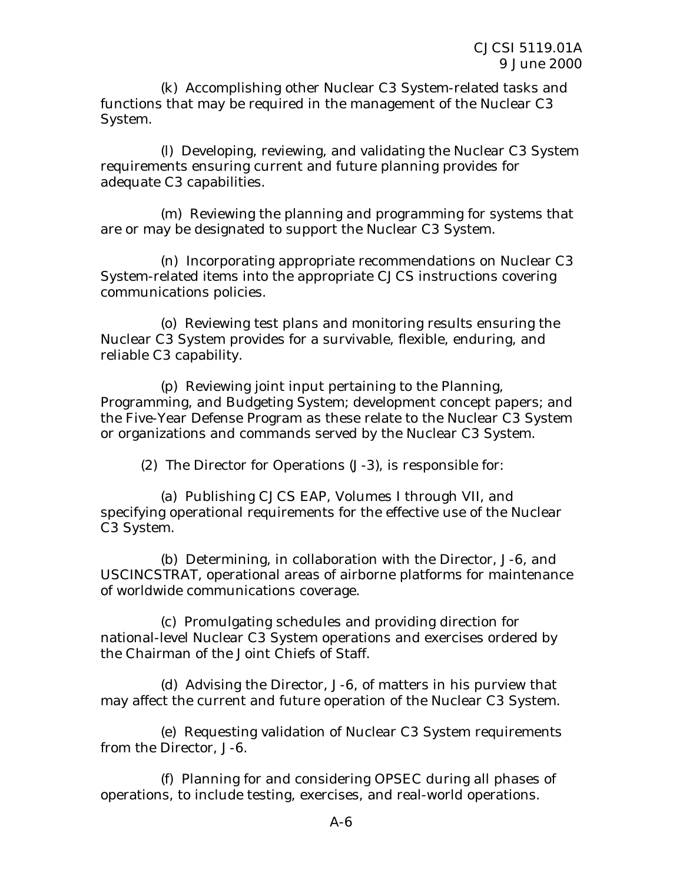(k) Accomplishing other Nuclear C3 System-related tasks and functions that may be required in the management of the Nuclear C3 System.

(l) Developing, reviewing, and validating the Nuclear C3 System requirements ensuring current and future planning provides for adequate C3 capabilities.

(m) Reviewing the planning and programming for systems that are or may be designated to support the Nuclear C3 System.

(n) Incorporating appropriate recommendations on Nuclear C3 System-related items into the appropriate CJCS instructions covering communications policies.

(o) Reviewing test plans and monitoring results ensuring the Nuclear C3 System provides for a survivable, flexible, enduring, and reliable C3 capability.

(p) Reviewing joint input pertaining to the Planning, Programming, and Budgeting System; development concept papers; and the Five-Year Defense Program as these relate to the Nuclear C3 System or organizations and commands served by the Nuclear C3 System.

(2) The Director for Operations (J-3), is responsible for:

(a) Publishing CJCS EAP, Volumes I through VII, and specifying operational requirements for the effective use of the Nuclear C3 System.

(b) Determining, in collaboration with the Director, J-6, and USCINCSTRAT, operational areas of airborne platforms for maintenance of worldwide communications coverage.

(c) Promulgating schedules and providing direction for national-level Nuclear C3 System operations and exercises ordered by the Chairman of the Joint Chiefs of Staff.

(d) Advising the Director, J-6, of matters in his purview that may affect the current and future operation of the Nuclear C3 System.

(e) Requesting validation of Nuclear C3 System requirements from the Director, J-6.

(f) Planning for and considering OPSEC during all phases of operations, to include testing, exercises, and real-world operations.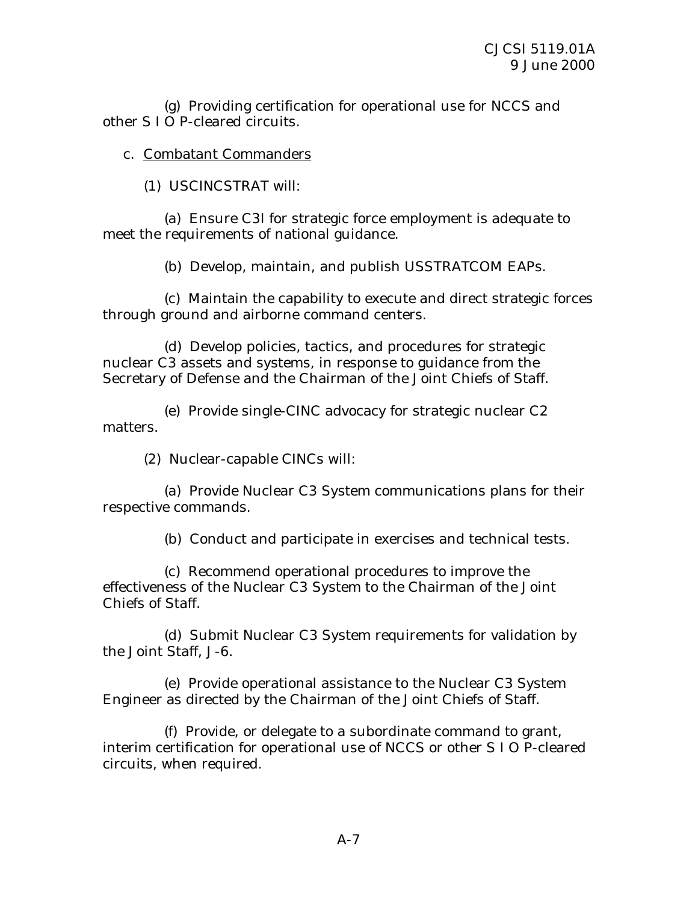(g) Providing certification for operational use for NCCS and other S I O P-cleared circuits.

c. Combatant Commanders

(1) USCINCSTRAT will:

(a) Ensure C3I for strategic force employment is adequate to meet the requirements of national guidance.

(b) Develop, maintain, and publish USSTRATCOM EAPs.

(c) Maintain the capability to execute and direct strategic forces through ground and airborne command centers.

(d) Develop policies, tactics, and procedures for strategic nuclear C3 assets and systems, in response to guidance from the Secretary of Defense and the Chairman of the Joint Chiefs of Staff.

(e) Provide single-CINC advocacy for strategic nuclear C2 matters.

(2) Nuclear-capable CINCs will:

(a) Provide Nuclear C3 System communications plans for their respective commands.

(b) Conduct and participate in exercises and technical tests.

(c) Recommend operational procedures to improve the effectiveness of the Nuclear C3 System to the Chairman of the Joint Chiefs of Staff.

(d) Submit Nuclear C3 System requirements for validation by the Joint Staff, J-6.

(e) Provide operational assistance to the Nuclear C3 System Engineer as directed by the Chairman of the Joint Chiefs of Staff.

(f) Provide, or delegate to a subordinate command to grant, interim certification for operational use of NCCS or other S I O P-cleared circuits, when required.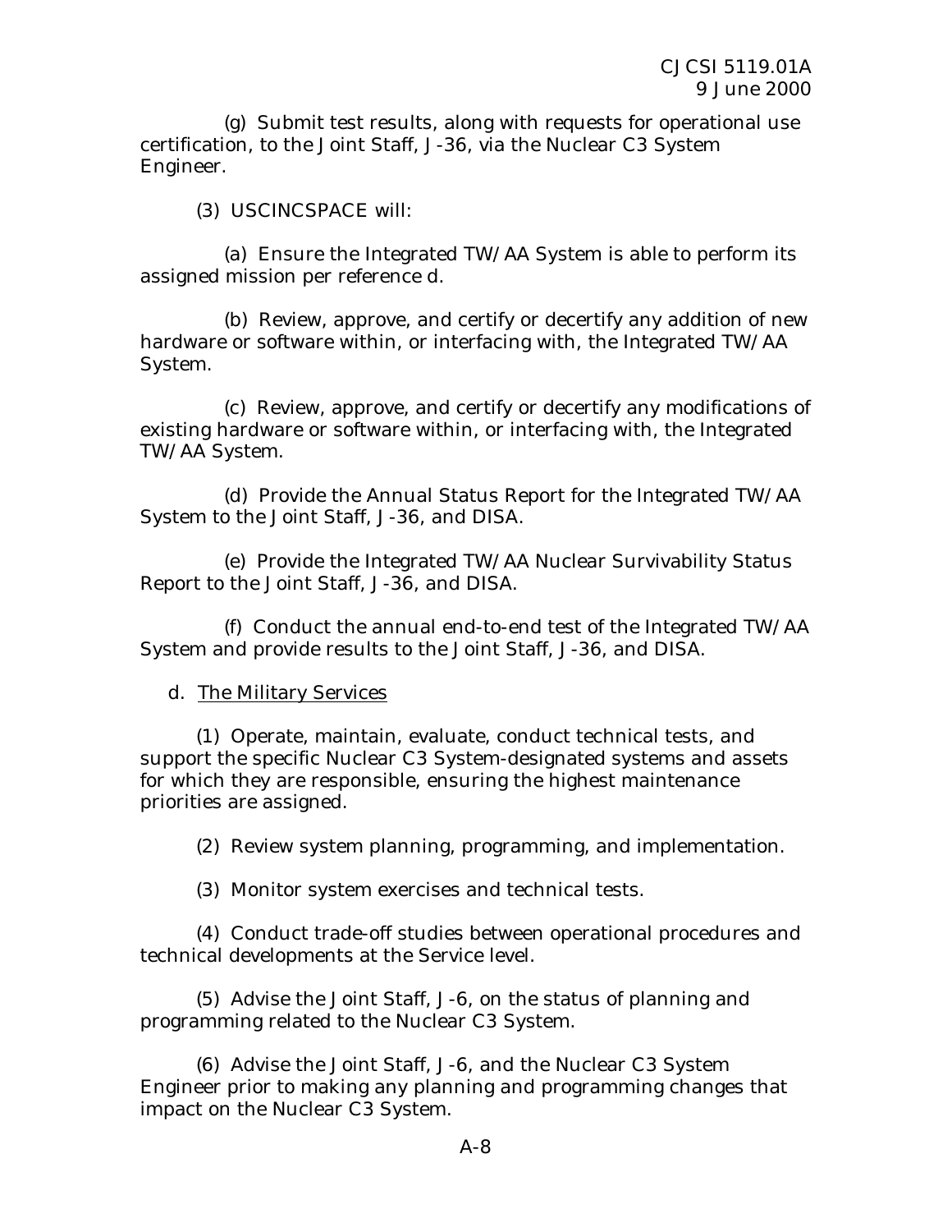(g) Submit test results, along with requests for operational use certification, to the Joint Staff, J-36, via the Nuclear C3 System Engineer.

(3) USCINCSPACE will:

(a) Ensure the Integrated TW/AA System is able to perform its assigned mission per reference d.

(b) Review, approve, and certify or decertify any addition of new hardware or software within, or interfacing with, the Integrated TW/AA System.

(c) Review, approve, and certify or decertify any modifications of existing hardware or software within, or interfacing with, the Integrated TW/AA System.

(d) Provide the Annual Status Report for the Integrated TW/AA System to the Joint Staff, J-36, and DISA.

(e) Provide the Integrated TW/AA Nuclear Survivability Status Report to the Joint Staff, J-36, and DISA.

(f) Conduct the annual end-to-end test of the Integrated TW/AA System and provide results to the Joint Staff, J-36, and DISA.

d. The Military Services

(1) Operate, maintain, evaluate, conduct technical tests, and support the specific Nuclear C3 System-designated systems and assets for which they are responsible, ensuring the highest maintenance priorities are assigned.

(2) Review system planning, programming, and implementation.

(3) Monitor system exercises and technical tests.

(4) Conduct trade-off studies between operational procedures and technical developments at the Service level.

(5) Advise the Joint Staff, J-6, on the status of planning and programming related to the Nuclear C3 System.

(6) Advise the Joint Staff, J-6, and the Nuclear C3 System Engineer prior to making any planning and programming changes that impact on the Nuclear C3 System.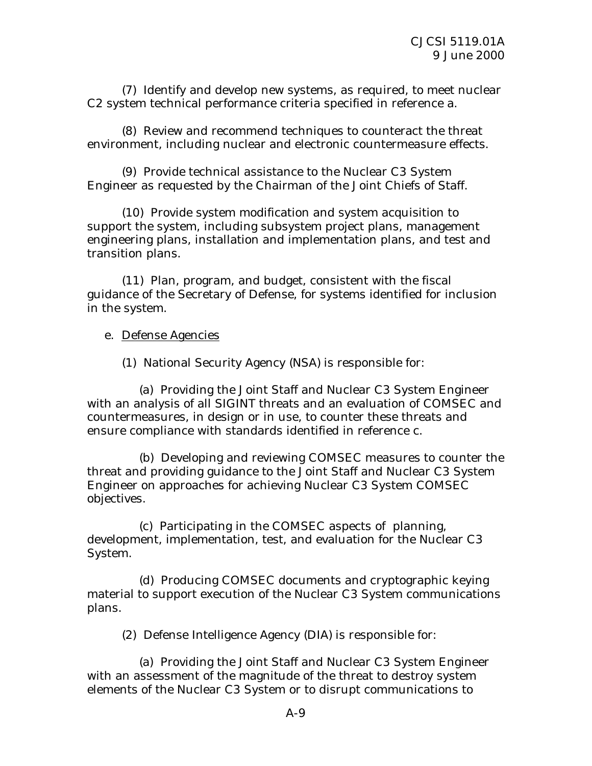(7) Identify and develop new systems, as required, to meet nuclear C2 system technical performance criteria specified in reference a.

(8) Review and recommend techniques to counteract the threat environment, including nuclear and electronic countermeasure effects.

(9) Provide technical assistance to the Nuclear C3 System Engineer as requested by the Chairman of the Joint Chiefs of Staff.

(10) Provide system modification and system acquisition to support the system, including subsystem project plans, management engineering plans, installation and implementation plans, and test and transition plans.

(11) Plan, program, and budget, consistent with the fiscal guidance of the Secretary of Defense, for systems identified for inclusion in the system.

e. Defense Agencies

(1) National Security Agency (NSA) is responsible for:

(a) Providing the Joint Staff and Nuclear C3 System Engineer with an analysis of all SIGINT threats and an evaluation of COMSEC and countermeasures, in design or in use, to counter these threats and ensure compliance with standards identified in reference c.

(b) Developing and reviewing COMSEC measures to counter the threat and providing guidance to the Joint Staff and Nuclear C3 System Engineer on approaches for achieving Nuclear C3 System COMSEC objectives.

(c) Participating in the COMSEC aspects of planning, development, implementation, test, and evaluation for the Nuclear C3 System.

(d) Producing COMSEC documents and cryptographic keying material to support execution of the Nuclear C3 System communications plans.

(2) Defense Intelligence Agency (DIA) is responsible for:

(a) Providing the Joint Staff and Nuclear C3 System Engineer with an assessment of the magnitude of the threat to destroy system elements of the Nuclear C3 System or to disrupt communications to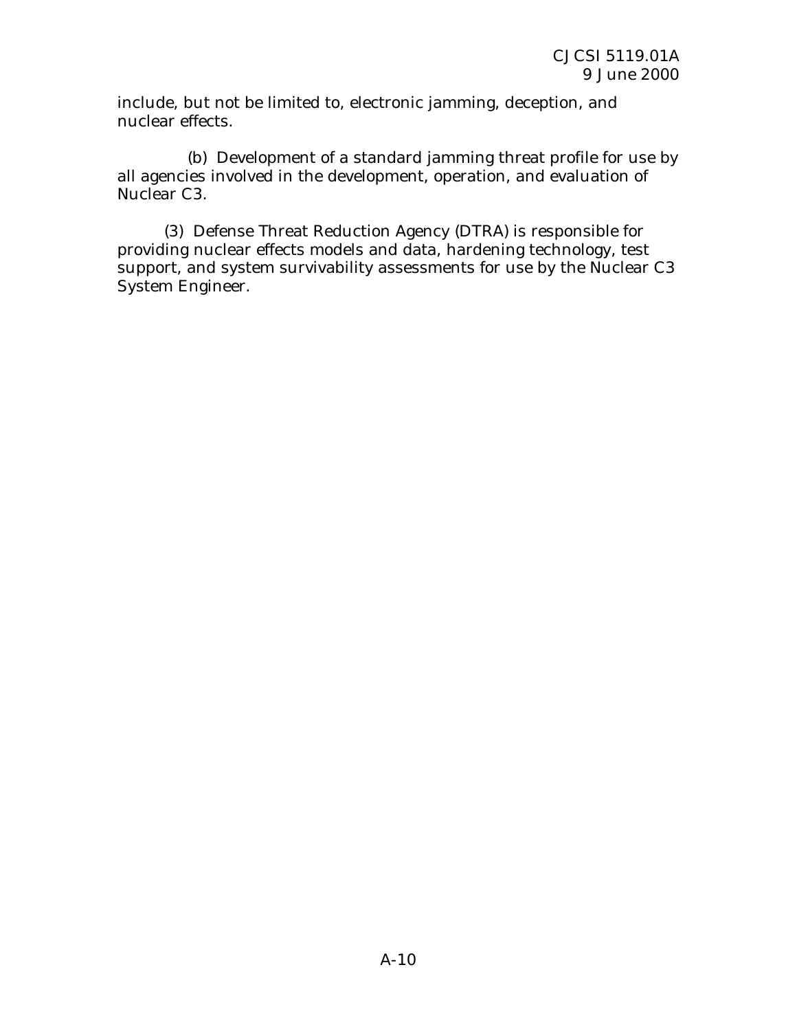include, but not be limited to, electronic jamming, deception, and nuclear effects.

(b) Development of a standard jamming threat profile for use by all agencies involved in the development, operation, and evaluation of Nuclear C3.

(3) Defense Threat Reduction Agency (DTRA) is responsible for providing nuclear effects models and data, hardening technology, test support, and system survivability assessments for use by the Nuclear C3 System Engineer.